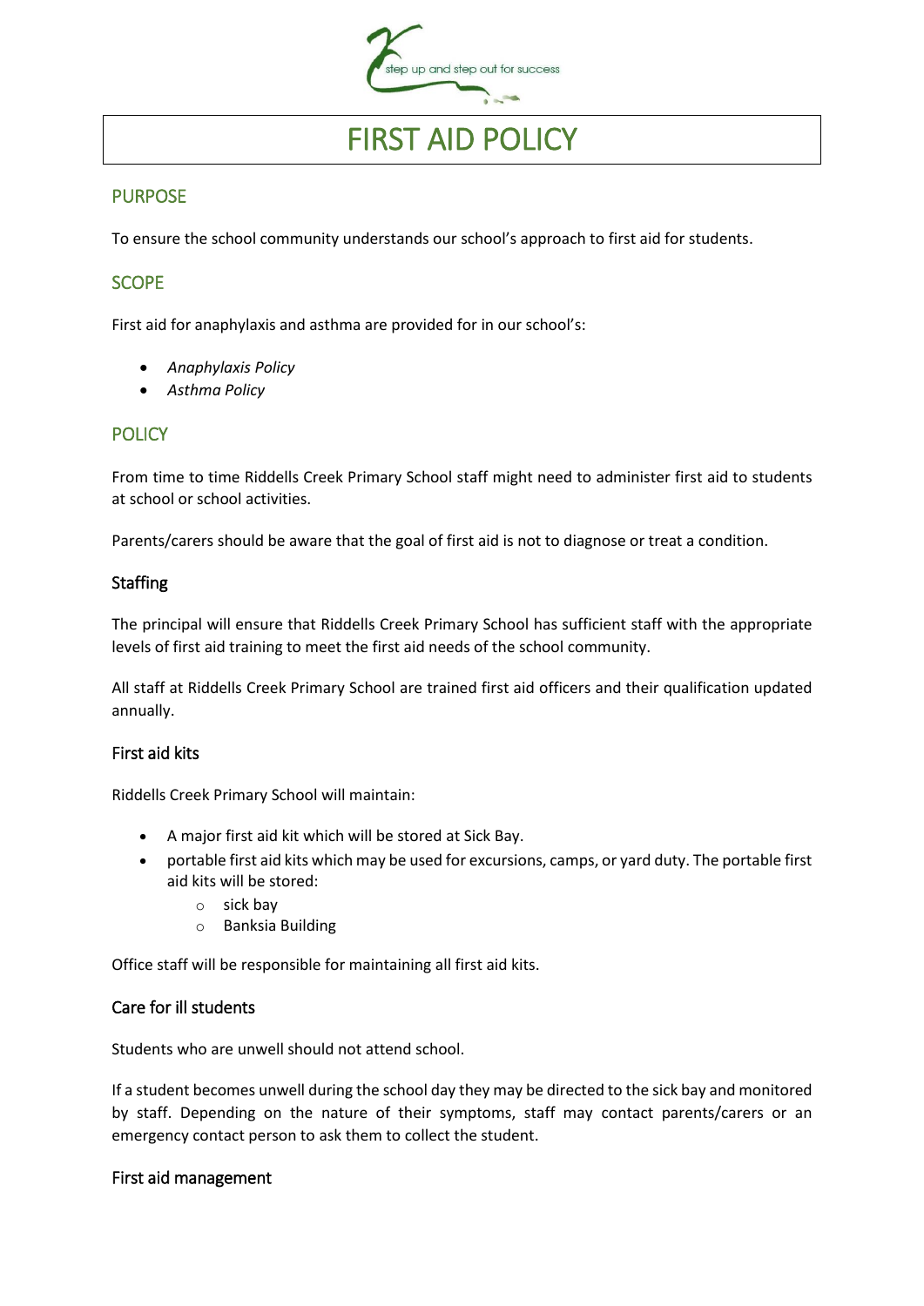# FIRST AID POLICY

## PURPOSE

To ensure the school community understands our school's approach to first aid for students.

## SCOPE

First aid for anaphylaxis and asthma are provided for in our school's:

- *Anaphylaxis Policy*
- *Asthma Policy*

## POLICY

From time to time Riddells Creek Primary School staff might need to administer first aid to students at school or school activities.

Parents/carers should be aware that the goal of first aid is not to diagnose or treat a condition.

### Staffing

The principal will ensure that Riddells Creek Primary School has sufficient staff with the appropriate levels of first aid training to meet the first aid needs of the school community.

All staff at Riddells Creek Primary School are trained first aid officers and their qualification updated annually.

### First aid kits

Riddells Creek Primary School will maintain:

- A major first aid kit which will be stored at Sick Bay.
- portable first aid kits which may be used for excursions, camps, or yard duty. The portable first aid kits will be stored:
  - sick bay
  - Banksia Building

Office staff will be responsible for maintaining all first aid kits.

### Care for ill students

Students who are unwell should not attend school.

If a student becomes unwell during the school day they may be directed to the sick bay and monitored by staff. Depending on the nature of their symptoms, staff may contact parents/carers or an emergency contact person to ask them to collect the student.

### First aid management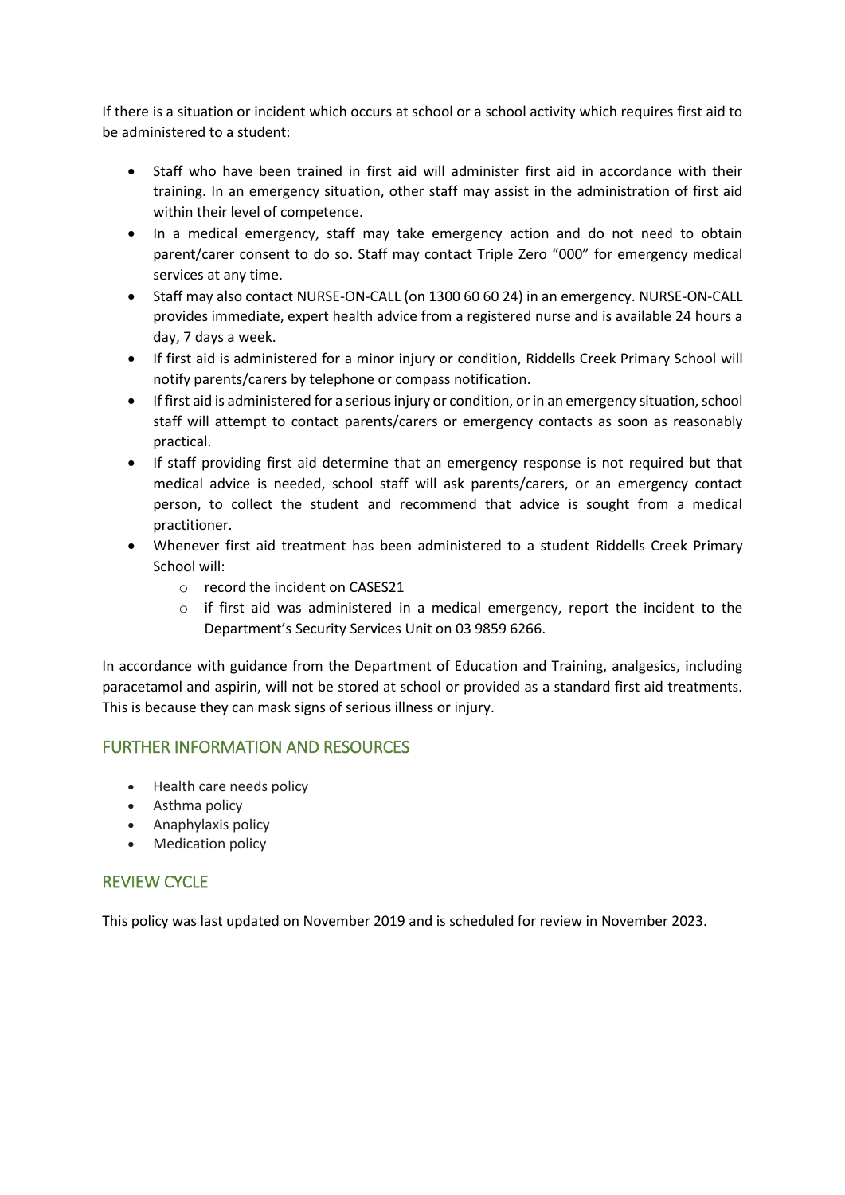If there is a situation or incident which occurs at school or a school activity which requires first aid to be administered to a student:

- Staff who have been trained in first aid will administer first aid in accordance with their training. In an emergency situation, other staff may assist in the administration of first aid within their level of competence.
- In a medical emergency, staff may take emergency action and do not need to obtain parent/carer consent to do so. Staff may contact Triple Zero "000" for emergency medical services at any time.
- Staff may also contact NURSE-ON-CALL (on 1300 60 60 24) in an emergency. NURSE-ON-CALL provides immediate, expert health advice from a registered nurse and is available 24 hours a day, 7 days a week.
- If first aid is administered for a minor injury or condition, Riddells Creek Primary School will notify parents/carers by telephone or compass notification.
- If first aid is administered for a serious injury or condition, or in an emergency situation, school staff will attempt to contact parents/carers or emergency contacts as soon as reasonably practical.
- If staff providing first aid determine that an emergency response is not required but that medical advice is needed, school staff will ask parents/carers, or an emergency contact person, to collect the student and recommend that advice is sought from a medical practitioner.
- Whenever first aid treatment has been administered to a student Riddells Creek Primary School will:
  - record the incident on CASES21
  - if first aid was administered in a medical emergency, report the incident to the Department's Security Services Unit on 03 9859 6266.

In accordance with guidance from the Department of Education and Training, analgesics, including paracetamol and aspirin, will not be stored at school or provided as a standard first aid treatments. This is because they can mask signs of serious illness or injury.

## FURTHER INFORMATION AND RESOURCES

- Health care needs policy
- Asthma policy
- Anaphylaxis policy
- Medication policy

## REVIEW CYCLE

This policy was last updated on November 2019 and is scheduled for review in November 2023.